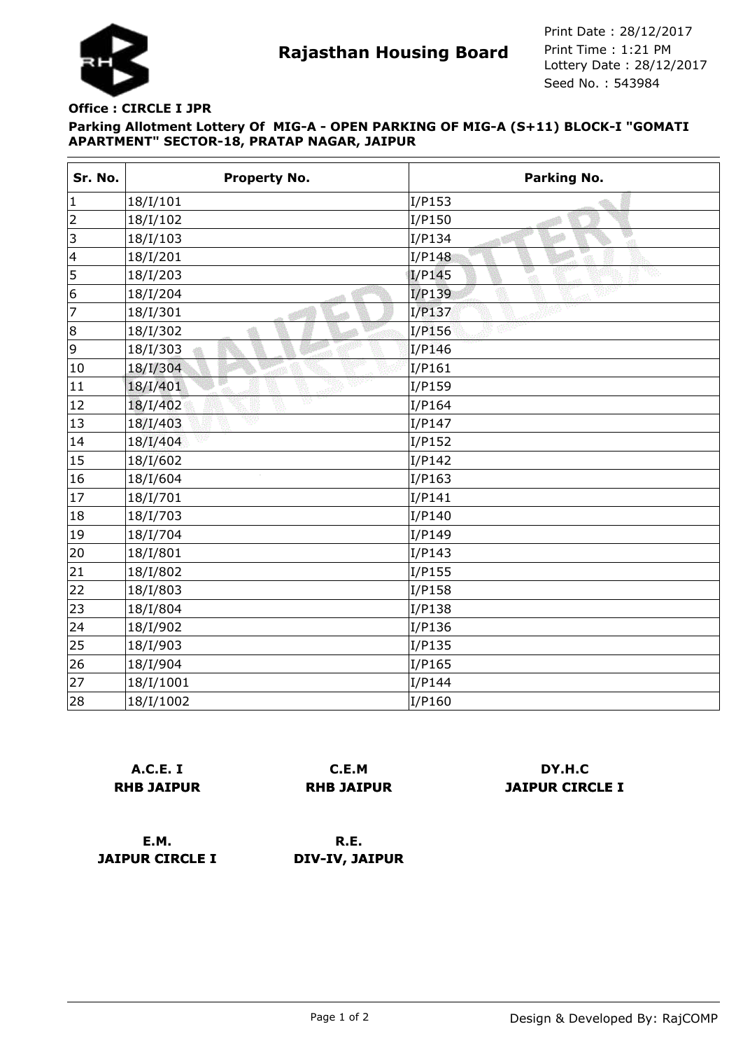# Rajasthan Housing Board

Print Date : 28/12/2017
Print Time : 1:21 PM
Lottery Date : 28/12/2017
Seed No. : 543984

**Office : CIRCLE I JPR**

**Parking Allotment Lottery Of MIG-A - OPEN PARKING OF MIG-A (S+11) BLOCK-I "GOMATI APARTMENT" SECTOR-18, PRATAP NAGAR, JAIPUR**

| Sr. No. | Property No. | Parking No. |
|---|---|---|
| 1 | 18/I/101 | I/P153 |
| 2 | 18/I/102 | I/P150 |
| 3 | 18/I/103 | I/P134 |
| 4 | 18/I/201 | I/P148 |
| 5 | 18/I/203 | I/P145 |
| 6 | 18/I/204 | I/P139 |
| 7 | 18/I/301 | I/P137 |
| 8 | 18/I/302 | I/P156 |
| 9 | 18/I/303 | I/P146 |
| 10 | 18/I/304 | I/P161 |
| 11 | 18/I/401 | I/P159 |
| 12 | 18/I/402 | I/P164 |
| 13 | 18/I/403 | I/P147 |
| 14 | 18/I/404 | I/P152 |
| 15 | 18/I/602 | I/P142 |
| 16 | 18/I/604 | I/P163 |
| 17 | 18/I/701 | I/P141 |
| 18 | 18/I/703 | I/P140 |
| 19 | 18/I/704 | I/P149 |
| 20 | 18/I/801 | I/P143 |
| 21 | 18/I/802 | I/P155 |
| 22 | 18/I/803 | I/P158 |
| 23 | 18/I/804 | I/P138 |
| 24 | 18/I/902 | I/P136 |
| 25 | 18/I/903 | I/P135 |
| 26 | 18/I/904 | I/P165 |
| 27 | 18/I/1001 | I/P144 |
| 28 | 18/I/1002 | I/P160 |

**A.C.E. I**
**RHB JAIPUR**

**C.E.M**
**RHB JAIPUR**

**DY.H.C**
**JAIPUR CIRCLE I**

**E.M.**
**JAIPUR CIRCLE I**

**R.E.**
**DIV-IV, JAIPUR**

Design & Developed By: RajCOMP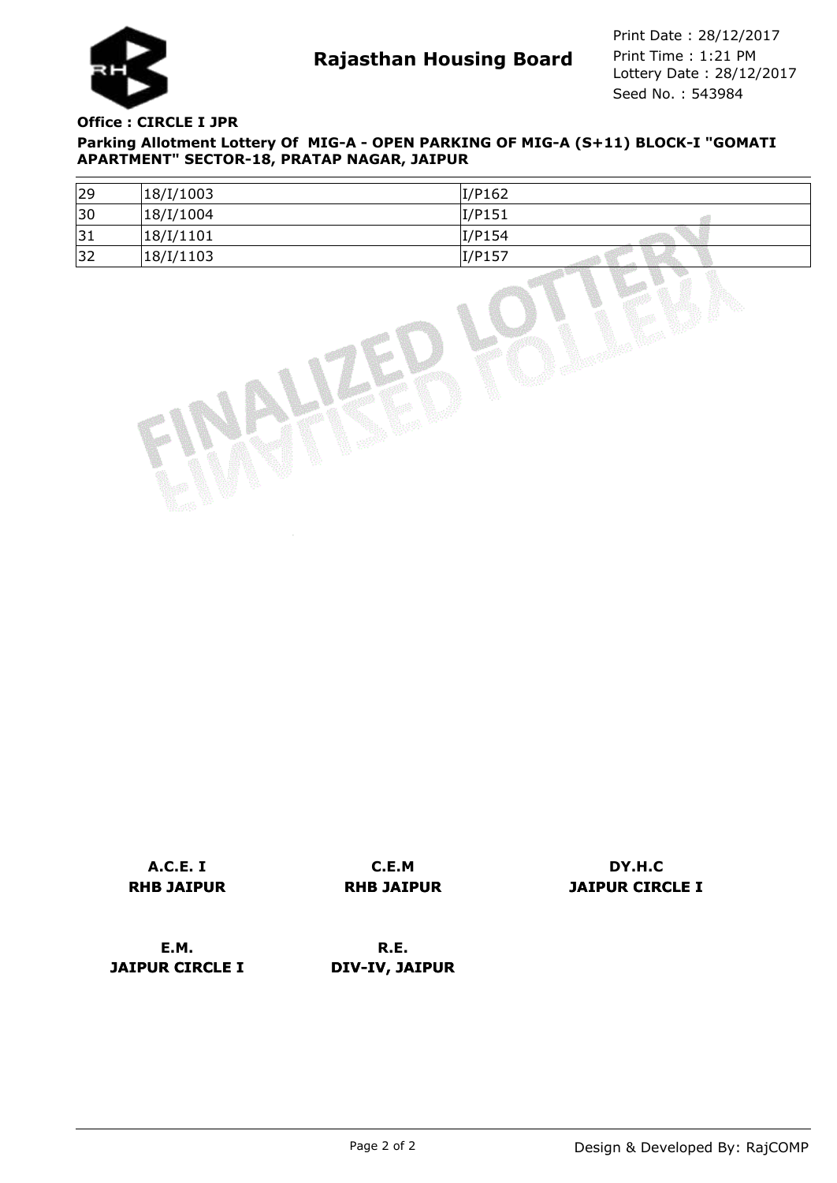**Rajasthan Housing Board**

Print Date : 28/12/2017
Print Time : 1:21 PM
Lottery Date : 28/12/2017
Seed No. : 543984

**Office : CIRCLE I JPR**

**Parking Allotment Lottery Of MIG-A - OPEN PARKING OF MIG-A (S+11) BLOCK-I "GOMATI APARTMENT" SECTOR-18, PRATAP NAGAR, JAIPUR**

| | | |
|---|---|---|
| 29 | 18/I/1003 | I/P162 |
| 30 | 18/I/1004 | I/P151 |
| 31 | 18/I/1101 | I/P154 |
| 32 | 18/I/1103 | I/P157 |

FINALIZED LOTTERY

**A.C.E. I**
**RHB JAIPUR**

**C.E.M**
**RHB JAIPUR**

**DY.H.C**
**JAIPUR CIRCLE I**

**E.M.**
**JAIPUR CIRCLE I**

**R.E.**
**DIV-IV, JAIPUR**

Design & Developed By: RajCOMP